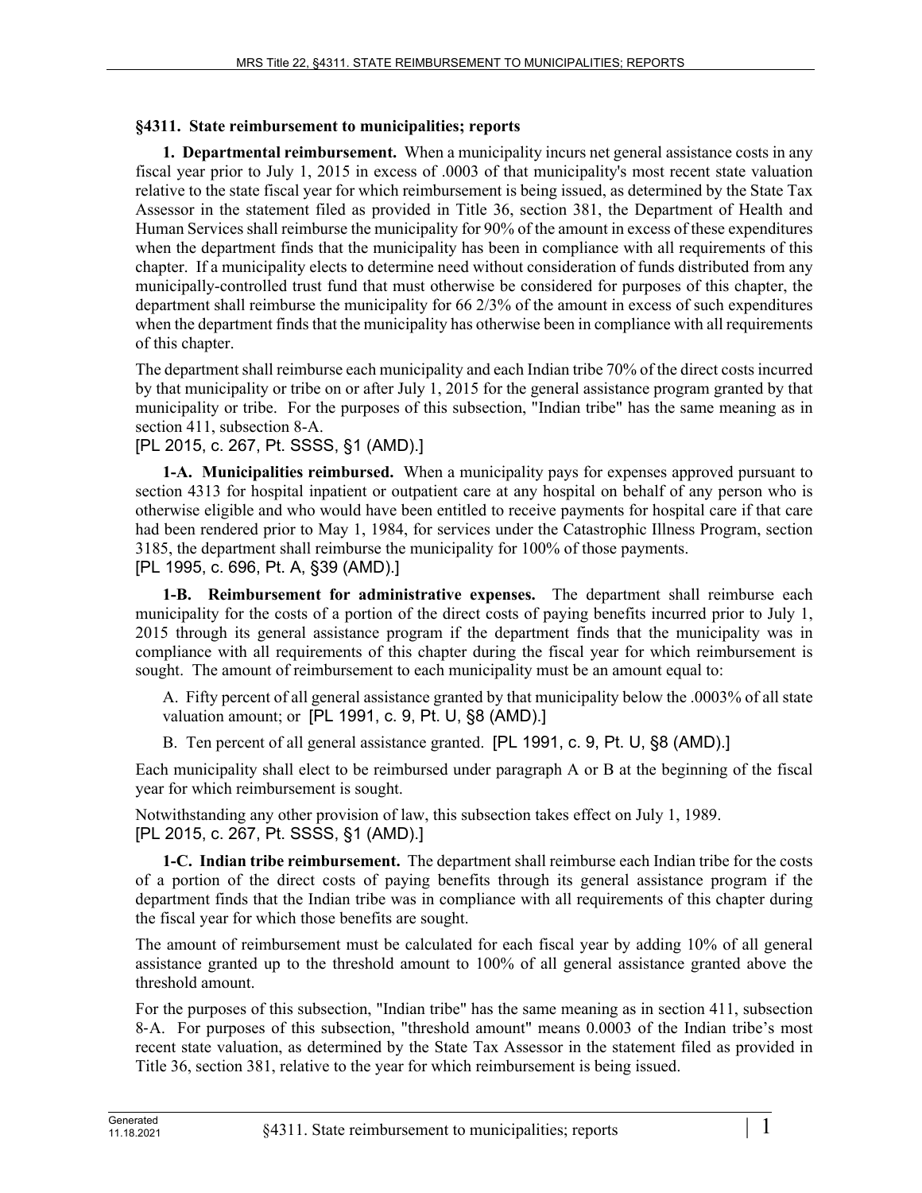**§4311. State reimbursement to municipalities; reports**

**1. Departmental reimbursement.** When a municipality incurs net general assistance costs in any fiscal year prior to July 1, 2015 in excess of .0003 of that municipality's most recent state valuation relative to the state fiscal year for which reimbursement is being issued, as determined by the State Tax Assessor in the statement filed as provided in Title 36, section 381, the Department of Health and Human Services shall reimburse the municipality for 90% of the amount in excess of these expenditures when the department finds that the municipality has been in compliance with all requirements of this chapter. If a municipality elects to determine need without consideration of funds distributed from any municipally-controlled trust fund that must otherwise be considered for purposes of this chapter, the department shall reimburse the municipality for 66 2/3% of the amount in excess of such expenditures when the department finds that the municipality has otherwise been in compliance with all requirements of this chapter.

The department shall reimburse each municipality and each Indian tribe 70% of the direct costs incurred by that municipality or tribe on or after July 1, 2015 for the general assistance program granted by that municipality or tribe. For the purposes of this subsection, "Indian tribe" has the same meaning as in section 411, subsection 8-A.

[PL 2015, c. 267, Pt. SSSS, §1 (AMD).]

**1-A. Municipalities reimbursed.** When a municipality pays for expenses approved pursuant to section 4313 for hospital inpatient or outpatient care at any hospital on behalf of any person who is otherwise eligible and who would have been entitled to receive payments for hospital care if that care had been rendered prior to May 1, 1984, for services under the Catastrophic Illness Program, section 3185, the department shall reimburse the municipality for 100% of those payments.

[PL 1995, c. 696, Pt. A, §39 (AMD).]

**1-B. Reimbursement for administrative expenses.** The department shall reimburse each municipality for the costs of a portion of the direct costs of paying benefits incurred prior to July 1, 2015 through its general assistance program if the department finds that the municipality was in compliance with all requirements of this chapter during the fiscal year for which reimbursement is sought. The amount of reimbursement to each municipality must be an amount equal to:

A. Fifty percent of all general assistance granted by that municipality below the .0003% of all state valuation amount; or [PL 1991, c. 9, Pt. U, §8 (AMD).]

B. Ten percent of all general assistance granted. [PL 1991, c. 9, Pt. U, §8 (AMD).]

Each municipality shall elect to be reimbursed under paragraph A or B at the beginning of the fiscal year for which reimbursement is sought.

Notwithstanding any other provision of law, this subsection takes effect on July 1, 1989.

[PL 2015, c. 267, Pt. SSSS, §1 (AMD).]

**1-C. Indian tribe reimbursement.** The department shall reimburse each Indian tribe for the costs of a portion of the direct costs of paying benefits through its general assistance program if the department finds that the Indian tribe was in compliance with all requirements of this chapter during the fiscal year for which those benefits are sought.

The amount of reimbursement must be calculated for each fiscal year by adding 10% of all general assistance granted up to the threshold amount to 100% of all general assistance granted above the threshold amount.

For the purposes of this subsection, "Indian tribe" has the same meaning as in section 411, subsection 8-A. For purposes of this subsection, "threshold amount" means 0.0003 of the Indian tribe's most recent state valuation, as determined by the State Tax Assessor in the statement filed as provided in Title 36, section 381, relative to the year for which reimbursement is being issued.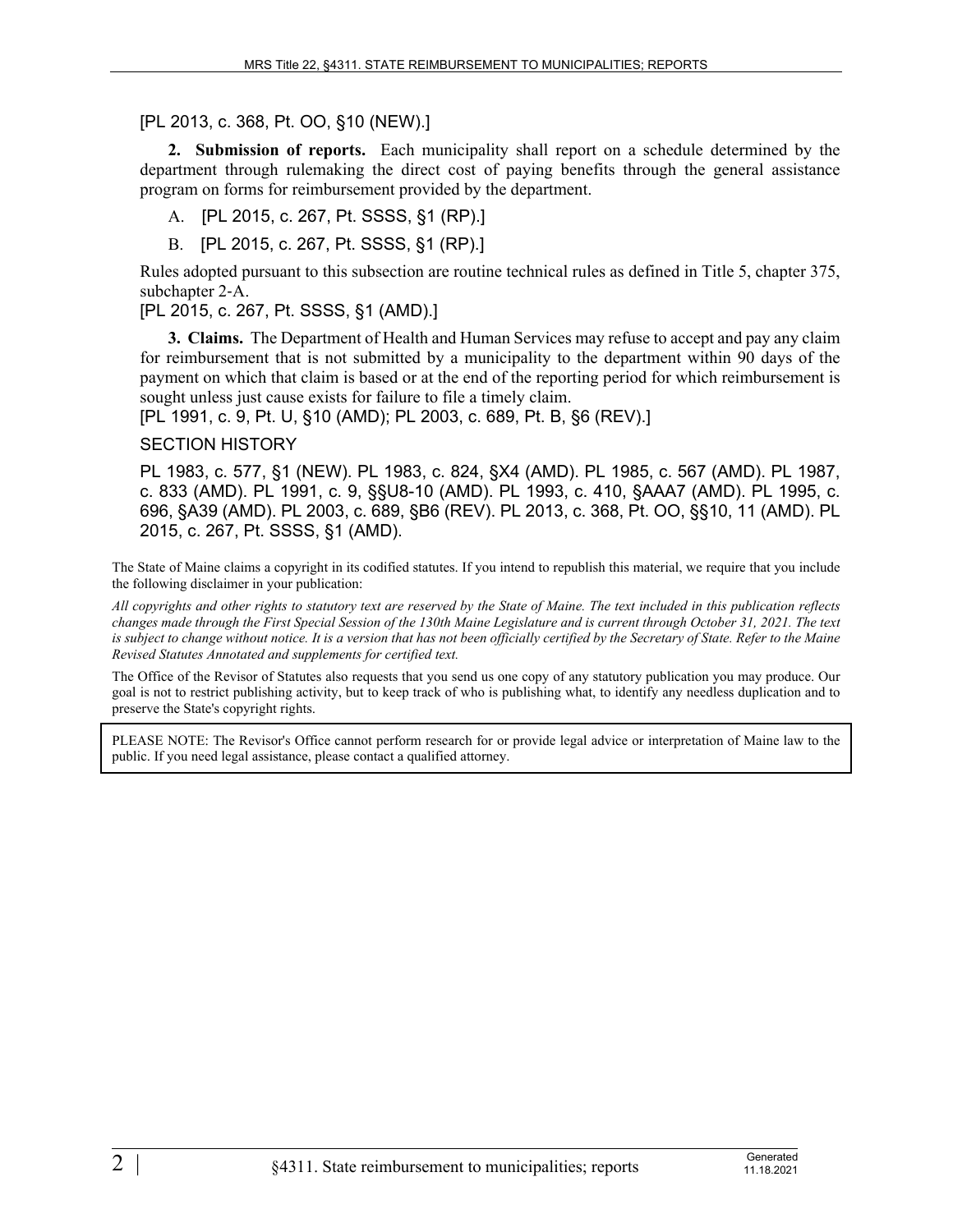[PL 2013, c. 368, Pt. OO, §10 (NEW).]

**2. Submission of reports.** Each municipality shall report on a schedule determined by the department through rulemaking the direct cost of paying benefits through the general assistance program on forms for reimbursement provided by the department.

A. [PL 2015, c. 267, Pt. SSSS, §1 (RP).]

B. [PL 2015, c. 267, Pt. SSSS, §1 (RP).]

Rules adopted pursuant to this subsection are routine technical rules as defined in Title 5, chapter 375, subchapter 2-A.

[PL 2015, c. 267, Pt. SSSS, §1 (AMD).]

**3. Claims.** The Department of Health and Human Services may refuse to accept and pay any claim for reimbursement that is not submitted by a municipality to the department within 90 days of the payment on which that claim is based or at the end of the reporting period for which reimbursement is sought unless just cause exists for failure to file a timely claim.

[PL 1991, c. 9, Pt. U, §10 (AMD); PL 2003, c. 689, Pt. B, §6 (REV).]

SECTION HISTORY

PL 1983, c. 577, §1 (NEW). PL 1983, c. 824, §X4 (AMD). PL 1985, c. 567 (AMD). PL 1987, c. 833 (AMD). PL 1991, c. 9, §§U8-10 (AMD). PL 1993, c. 410, §AAA7 (AMD). PL 1995, c. 696, §A39 (AMD). PL 2003, c. 689, §B6 (REV). PL 2013, c. 368, Pt. OO, §§10, 11 (AMD). PL 2015, c. 267, Pt. SSSS, §1 (AMD).

The State of Maine claims a copyright in its codified statutes. If you intend to republish this material, we require that you include the following disclaimer in your publication:

*All copyrights and other rights to statutory text are reserved by the State of Maine. The text included in this publication reflects changes made through the First Special Session of the 130th Maine Legislature and is current through October 31, 2021. The text is subject to change without notice. It is a version that has not been officially certified by the Secretary of State. Refer to the Maine Revised Statutes Annotated and supplements for certified text.*

The Office of the Revisor of Statutes also requests that you send us one copy of any statutory publication you may produce. Our goal is not to restrict publishing activity, but to keep track of who is publishing what, to identify any needless duplication and to preserve the State's copyright rights.

PLEASE NOTE: The Revisor's Office cannot perform research for or provide legal advice or interpretation of Maine law to the public. If you need legal assistance, please contact a qualified attorney.